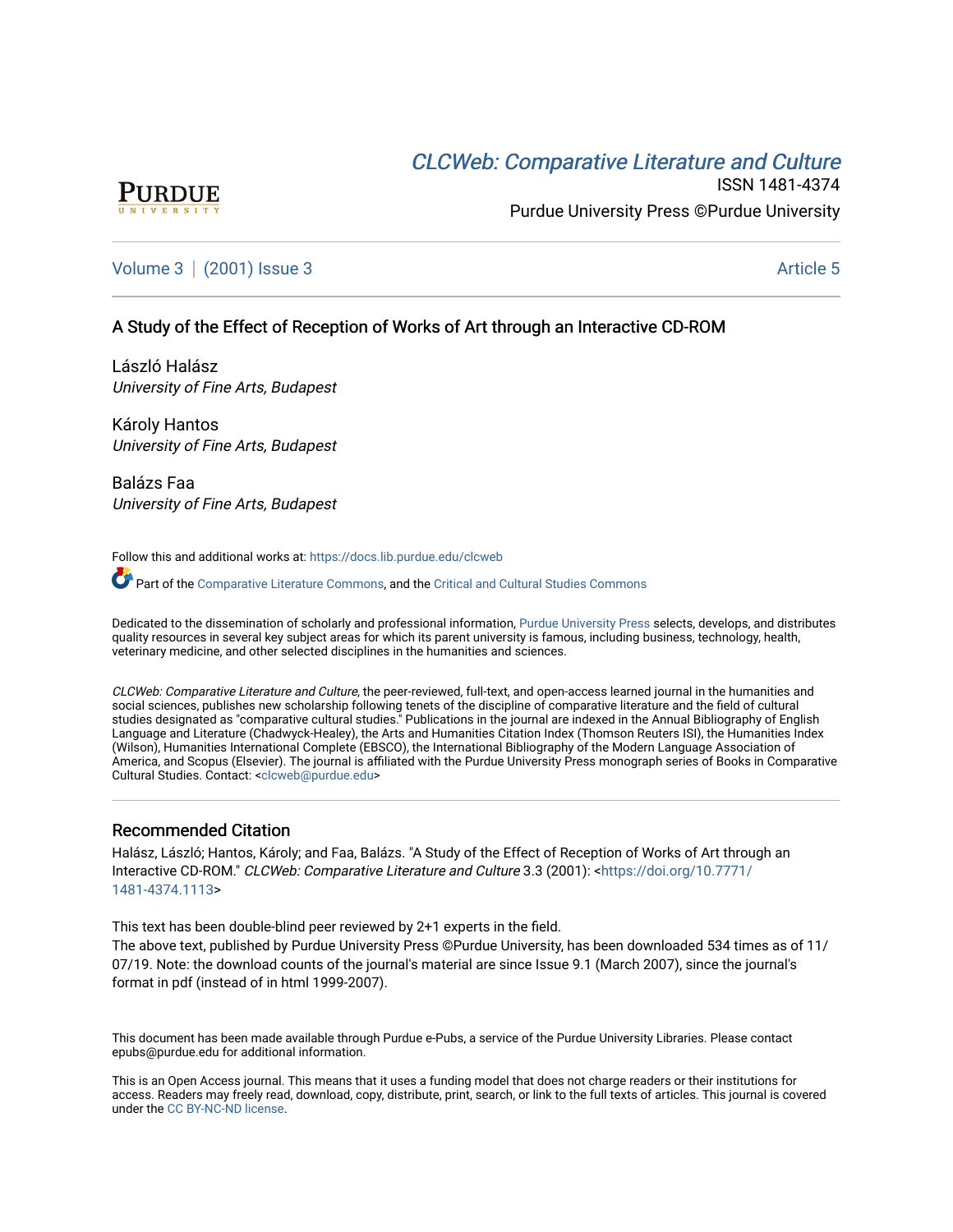# CLCWeb: Comparative Literature and Culture

ISSN 1481-4374

Purdue University Press ©Purdue University

Volume 3 | (2001) Issue 3 — Article 5

## A Study of the Effect of Reception of Works of Art through an Interactive CD-ROM

László Halász
*University of Fine Arts, Budapest*

Károly Hantos
*University of Fine Arts, Budapest*

Balázs Faa
*University of Fine Arts, Budapest*

Follow this and additional works at: https://docs.lib.purdue.edu/clcweb

Part of the Comparative Literature Commons, and the Critical and Cultural Studies Commons

Dedicated to the dissemination of scholarly and professional information, Purdue University Press selects, develops, and distributes quality resources in several key subject areas for which its parent university is famous, including business, technology, health, veterinary medicine, and other selected disciplines in the humanities and sciences.

*CLCWeb: Comparative Literature and Culture*, the peer-reviewed, full-text, and open-access learned journal in the humanities and social sciences, publishes new scholarship following tenets of the discipline of comparative literature and the field of cultural studies designated as "comparative cultural studies." Publications in the journal are indexed in the Annual Bibliography of English Language and Literature (Chadwyck-Healey), the Arts and Humanities Citation Index (Thomson Reuters ISI), the Humanities Index (Wilson), Humanities International Complete (EBSCO), the International Bibliography of the Modern Language Association of America, and Scopus (Elsevier). The journal is affiliated with the Purdue University Press monograph series of Books in Comparative Cultural Studies. Contact: <clcweb@purdue.edu>

### Recommended Citation

Halász, László; Hantos, Károly; and Faa, Balázs. "A Study of the Effect of Reception of Works of Art through an Interactive CD-ROM." *CLCWeb: Comparative Literature and Culture* 3.3 (2001): <https://doi.org/10.7771/1481-4374.1113>

This text has been double-blind peer reviewed by 2+1 experts in the field.
The above text, published by Purdue University Press ©Purdue University, has been downloaded 534 times as of 11/07/19. Note: the download counts of the journal's material are since Issue 9.1 (March 2007), since the journal's format in pdf (instead of in html 1999-2007).

This document has been made available through Purdue e-Pubs, a service of the Purdue University Libraries. Please contact epubs@purdue.edu for additional information.

This is an Open Access journal. This means that it uses a funding model that does not charge readers or their institutions for access. Readers may freely read, download, copy, distribute, print, search, or link to the full texts of articles. This journal is covered under the CC BY-NC-ND license.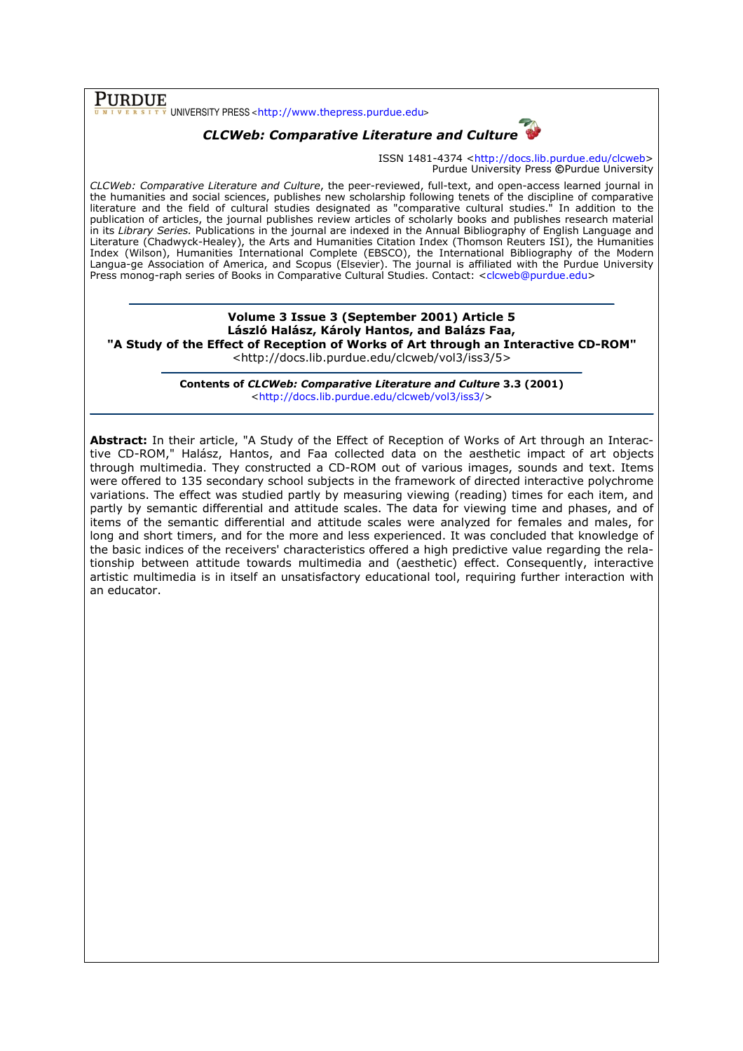**PURDUE** UNIVERSITY PRESS <http://www.thepress.purdue.edu>

***CLCWeb: Comparative Literature and Culture***

ISSN 1481-4374 <http://docs.lib.purdue.edu/clcweb>
Purdue University Press ©Purdue University

*CLCWeb: Comparative Literature and Culture*, the peer-reviewed, full-text, and open-access learned journal in the humanities and social sciences, publishes new scholarship following tenets of the discipline of comparative literature and the field of cultural studies designated as "comparative cultural studies." In addition to the publication of articles, the journal publishes review articles of scholarly books and publishes research material in its *Library Series.* Publications in the journal are indexed in the Annual Bibliography of English Language and Literature (Chadwyck-Healey), the Arts and Humanities Citation Index (Thomson Reuters ISI), the Humanities Index (Wilson), Humanities International Complete (EBSCO), the International Bibliography of the Modern Langua-ge Association of America, and Scopus (Elsevier). The journal is affiliated with the Purdue University Press monog-raph series of Books in Comparative Cultural Studies. Contact: <clcweb@purdue.edu>

---

**Volume 3 Issue 3 (September 2001) Article 5**
**László Halász, Károly Hantos, and Balázs Faa,**
**"A Study of the Effect of Reception of Works of Art through an Interactive CD-ROM"**
<http://docs.lib.purdue.edu/clcweb/vol3/iss3/5>

---

**Contents of *CLCWeb: Comparative Literature and Culture* 3.3 (2001)**
<http://docs.lib.purdue.edu/clcweb/vol3/iss3/>

---

**Abstract:** In their article, "A Study of the Effect of Reception of Works of Art through an Interactive CD-ROM," Halász, Hantos, and Faa collected data on the aesthetic impact of art objects through multimedia. They constructed a CD-ROM out of various images, sounds and text. Items were offered to 135 secondary school subjects in the framework of directed interactive polychrome variations. The effect was studied partly by measuring viewing (reading) times for each item, and partly by semantic differential and attitude scales. The data for viewing time and phases, and of items of the semantic differential and attitude scales were analyzed for females and males, for long and short timers, and for the more and less experienced. It was concluded that knowledge of the basic indices of the receivers' characteristics offered a high predictive value regarding the relationship between attitude towards multimedia and (aesthetic) effect. Consequently, interactive artistic multimedia is in itself an unsatisfactory educational tool, requiring further interaction with an educator.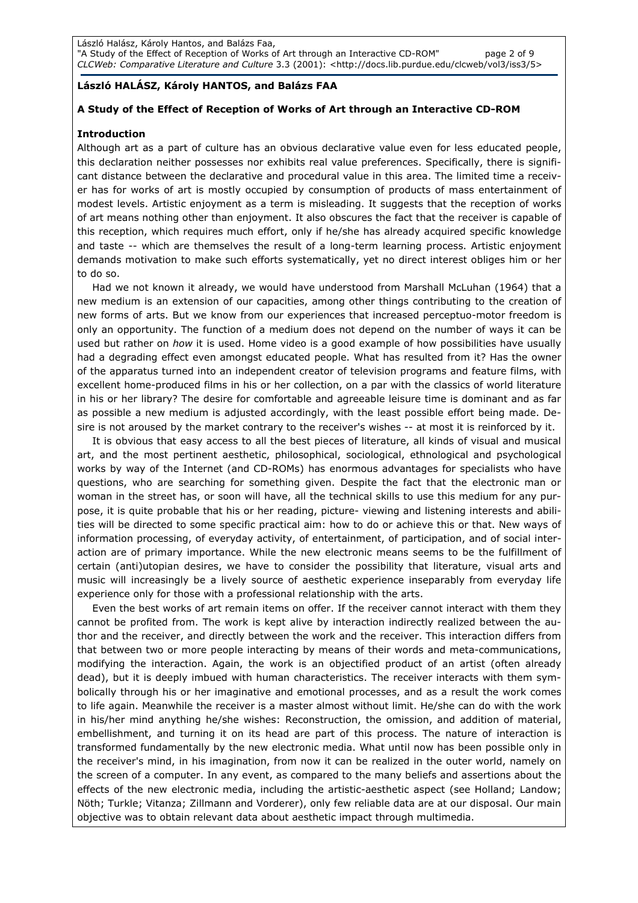**László HALÁSZ, Károly HANTOS, and Balázs FAA**

**A Study of the Effect of Reception of Works of Art through an Interactive CD-ROM**

**Introduction**

Although art as a part of culture has an obvious declarative value even for less educated people, this declaration neither possesses nor exhibits real value preferences. Specifically, there is significant distance between the declarative and procedural value in this area. The limited time a receiver has for works of art is mostly occupied by consumption of products of mass entertainment of modest levels. Artistic enjoyment as a term is misleading. It suggests that the reception of works of art means nothing other than enjoyment. It also obscures the fact that the receiver is capable of this reception, which requires much effort, only if he/she has already acquired specific knowledge and taste -- which are themselves the result of a long-term learning process. Artistic enjoyment demands motivation to make such efforts systematically, yet no direct interest obliges him or her to do so.

Had we not known it already, we would have understood from Marshall McLuhan (1964) that a new medium is an extension of our capacities, among other things contributing to the creation of new forms of arts. But we know from our experiences that increased perceptuo-motor freedom is only an opportunity. The function of a medium does not depend on the number of ways it can be used but rather on *how* it is used. Home video is a good example of how possibilities have usually had a degrading effect even amongst educated people. What has resulted from it? Has the owner of the apparatus turned into an independent creator of television programs and feature films, with excellent home-produced films in his or her collection, on a par with the classics of world literature in his or her library? The desire for comfortable and agreeable leisure time is dominant and as far as possible a new medium is adjusted accordingly, with the least possible effort being made. Desire is not aroused by the market contrary to the receiver's wishes -- at most it is reinforced by it.

It is obvious that easy access to all the best pieces of literature, all kinds of visual and musical art, and the most pertinent aesthetic, philosophical, sociological, ethnological and psychological works by way of the Internet (and CD-ROMs) has enormous advantages for specialists who have questions, who are searching for something given. Despite the fact that the electronic man or woman in the street has, or soon will have, all the technical skills to use this medium for any purpose, it is quite probable that his or her reading, picture- viewing and listening interests and abilities will be directed to some specific practical aim: how to do or achieve this or that. New ways of information processing, of everyday activity, of entertainment, of participation, and of social interaction are of primary importance. While the new electronic means seems to be the fulfillment of certain (anti)utopian desires, we have to consider the possibility that literature, visual arts and music will increasingly be a lively source of aesthetic experience inseparably from everyday life experience only for those with a professional relationship with the arts.

Even the best works of art remain items on offer. If the receiver cannot interact with them they cannot be profited from. The work is kept alive by interaction indirectly realized between the author and the receiver, and directly between the work and the receiver. This interaction differs from that between two or more people interacting by means of their words and meta-communications, modifying the interaction. Again, the work is an objectified product of an artist (often already dead), but it is deeply imbued with human characteristics. The receiver interacts with them symbolically through his or her imaginative and emotional processes, and as a result the work comes to life again. Meanwhile the receiver is a master almost without limit. He/she can do with the work in his/her mind anything he/she wishes: Reconstruction, the omission, and addition of material, embellishment, and turning it on its head are part of this process. The nature of interaction is transformed fundamentally by the new electronic media. What until now has been possible only in the receiver's mind, in his imagination, from now it can be realized in the outer world, namely on the screen of a computer. In any event, as compared to the many beliefs and assertions about the effects of the new electronic media, including the artistic-aesthetic aspect (see Holland; Landow; Nöth; Turkle; Vitanza; Zillmann and Vorderer), only few reliable data are at our disposal. Our main objective was to obtain relevant data about aesthetic impact through multimedia.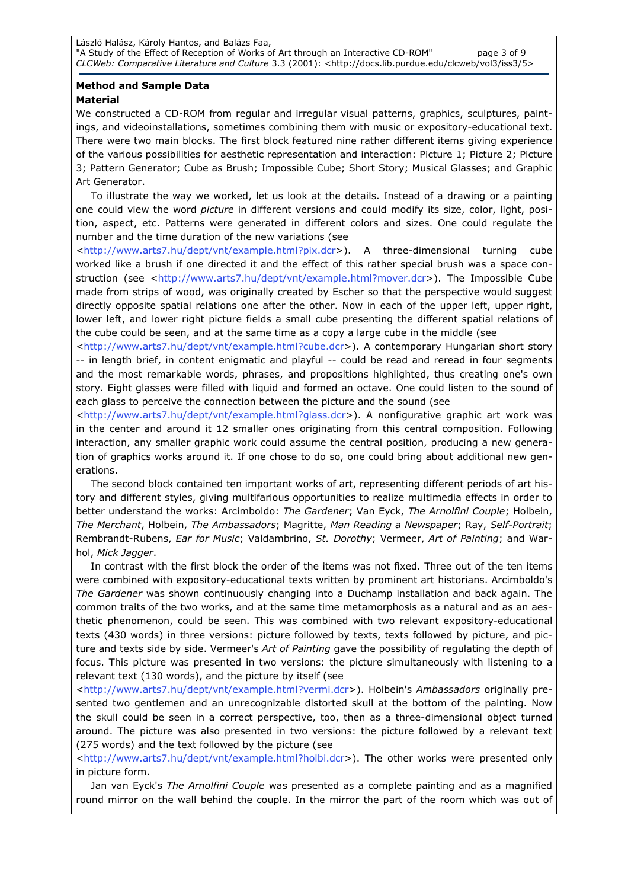**Method and Sample Data**

**Material**

We constructed a CD-ROM from regular and irregular visual patterns, graphics, sculptures, paintings, and videoinstallations, sometimes combining them with music or expository-educational text. There were two main blocks. The first block featured nine rather different items giving experience of the various possibilities for aesthetic representation and interaction: Picture 1; Picture 2; Picture 3; Pattern Generator; Cube as Brush; Impossible Cube; Short Story; Musical Glasses; and Graphic Art Generator.

To illustrate the way we worked, let us look at the details. Instead of a drawing or a painting one could view the word *picture* in different versions and could modify its size, color, light, position, aspect, etc. Patterns were generated in different colors and sizes. One could regulate the number and the time duration of the new variations (see <http://www.arts7.hu/dept/vnt/example.html?pix.dcr>). A three-dimensional turning cube worked like a brush if one directed it and the effect of this rather special brush was a space construction (see <http://www.arts7.hu/dept/vnt/example.html?mover.dcr>). The Impossible Cube made from strips of wood, was originally created by Escher so that the perspective would suggest directly opposite spatial relations one after the other. Now in each of the upper left, upper right, lower left, and lower right picture fields a small cube presenting the different spatial relations of the cube could be seen, and at the same time as a copy a large cube in the middle (see <http://www.arts7.hu/dept/vnt/example.html?cube.dcr>). A contemporary Hungarian short story -- in length brief, in content enigmatic and playful -- could be read and reread in four segments and the most remarkable words, phrases, and propositions highlighted, thus creating one's own story. Eight glasses were filled with liquid and formed an octave. One could listen to the sound of each glass to perceive the connection between the picture and the sound (see <http://www.arts7.hu/dept/vnt/example.html?glass.dcr>). A nonfigurative graphic art work was in the center and around it 12 smaller ones originating from this central composition. Following interaction, any smaller graphic work could assume the central position, producing a new generation of graphics works around it. If one chose to do so, one could bring about additional new generations.

The second block contained ten important works of art, representing different periods of art history and different styles, giving multifarious opportunities to realize multimedia effects in order to better understand the works: Arcimboldo: *The Gardener*; Van Eyck, *The Arnolfini Couple*; Holbein, *The Merchant*, Holbein, *The Ambassadors*; Magritte, *Man Reading a Newspaper*; Ray, *Self-Portrait*; Rembrandt-Rubens, *Ear for Music*; Valdambrino, *St. Dorothy*; Vermeer, *Art of Painting*; and Warhol, *Mick Jagger*.

In contrast with the first block the order of the items was not fixed. Three out of the ten items were combined with expository-educational texts written by prominent art historians. Arcimboldo's *The Gardener* was shown continuously changing into a Duchamp installation and back again. The common traits of the two works, and at the same time metamorphosis as a natural and as an aesthetic phenomenon, could be seen. This was combined with two relevant expository-educational texts (430 words) in three versions: picture followed by texts, texts followed by picture, and picture and texts side by side. Vermeer's *Art of Painting* gave the possibility of regulating the depth of focus. This picture was presented in two versions: the picture simultaneously with listening to a relevant text (130 words), and the picture by itself (see <http://www.arts7.hu/dept/vnt/example.html?vermi.dcr>). Holbein's *Ambassadors* originally presented two gentlemen and an unrecognizable distorted skull at the bottom of the painting. Now the skull could be seen in a correct perspective, too, then as a three-dimensional object turned around. The picture was also presented in two versions: the picture followed by a relevant text (275 words) and the text followed by the picture (see <http://www.arts7.hu/dept/vnt/example.html?holbi.dcr>). The other works were presented only in picture form.

Jan van Eyck's *The Arnolfini Couple* was presented as a complete painting and as a magnified round mirror on the wall behind the couple. In the mirror the part of the room which was out of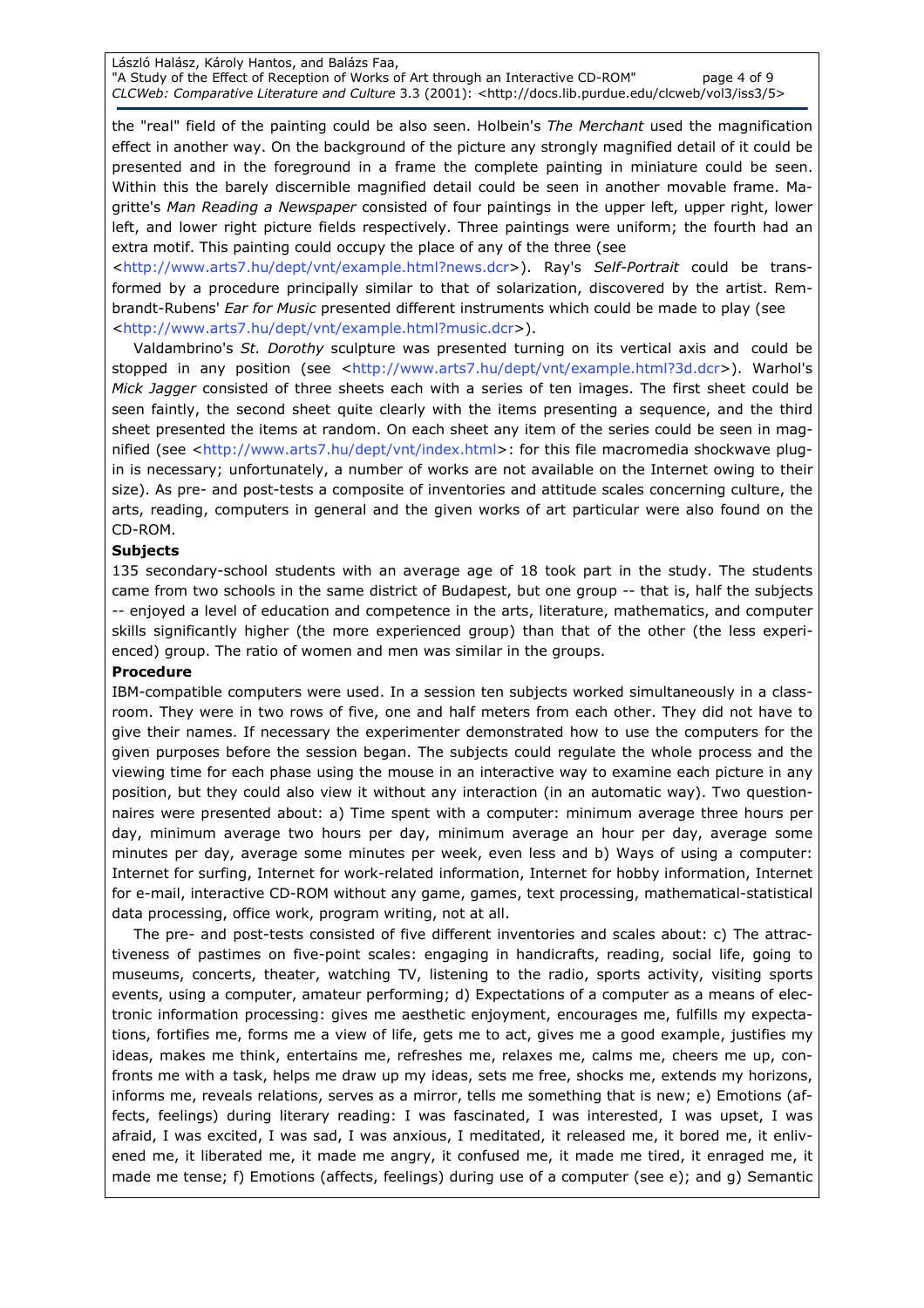the "real" field of the painting could be also seen. Holbein's *The Merchant* used the magnification effect in another way. On the background of the picture any strongly magnified detail of it could be presented and in the foreground in a frame the complete painting in miniature could be seen. Within this the barely discernible magnified detail could be seen in another movable frame. Magritte's *Man Reading a Newspaper* consisted of four paintings in the upper left, upper right, lower left, and lower right picture fields respectively. Three paintings were uniform; the fourth had an extra motif. This painting could occupy the place of any of the three (see <http://www.arts7.hu/dept/vnt/example.html?news.dcr>). Ray's *Self-Portrait* could be transformed by a procedure principally similar to that of solarization, discovered by the artist. Rembrandt-Rubens' *Ear for Music* presented different instruments which could be made to play (see <http://www.arts7.hu/dept/vnt/example.html?music.dcr>).

Valdambrino's *St. Dorothy* sculpture was presented turning on its vertical axis and could be stopped in any position (see <http://www.arts7.hu/dept/vnt/example.html?3d.dcr>). Warhol's *Mick Jagger* consisted of three sheets each with a series of ten images. The first sheet could be seen faintly, the second sheet quite clearly with the items presenting a sequence, and the third sheet presented the items at random. On each sheet any item of the series could be seen in magnified (see <http://www.arts7.hu/dept/vnt/index.html>: for this file macromedia shockwave plug-in is necessary; unfortunately, a number of works are not available on the Internet owing to their size). As pre- and post-tests a composite of inventories and attitude scales concerning culture, the arts, reading, computers in general and the given works of art particular were also found on the CD-ROM.

**Subjects**

135 secondary-school students with an average age of 18 took part in the study. The students came from two schools in the same district of Budapest, but one group -- that is, half the subjects -- enjoyed a level of education and competence in the arts, literature, mathematics, and computer skills significantly higher (the more experienced group) than that of the other (the less experienced) group. The ratio of women and men was similar in the groups.

**Procedure**

IBM-compatible computers were used. In a session ten subjects worked simultaneously in a classroom. They were in two rows of five, one and half meters from each other. They did not have to give their names. If necessary the experimenter demonstrated how to use the computers for the given purposes before the session began. The subjects could regulate the whole process and the viewing time for each phase using the mouse in an interactive way to examine each picture in any position, but they could also view it without any interaction (in an automatic way). Two questionnaires were presented about: a) Time spent with a computer: minimum average three hours per day, minimum average two hours per day, minimum average an hour per day, average some minutes per day, average some minutes per week, even less and b) Ways of using a computer: Internet for surfing, Internet for work-related information, Internet for hobby information, Internet for e-mail, interactive CD-ROM without any game, games, text processing, mathematical-statistical data processing, office work, program writing, not at all.

The pre- and post-tests consisted of five different inventories and scales about: c) The attractiveness of pastimes on five-point scales: engaging in handicrafts, reading, social life, going to museums, concerts, theater, watching TV, listening to the radio, sports activity, visiting sports events, using a computer, amateur performing; d) Expectations of a computer as a means of electronic information processing: gives me aesthetic enjoyment, encourages me, fulfills my expectations, fortifies me, forms me a view of life, gets me to act, gives me a good example, justifies my ideas, makes me think, entertains me, refreshes me, relaxes me, calms me, cheers me up, confronts me with a task, helps me draw up my ideas, sets me free, shocks me, extends my horizons, informs me, reveals relations, serves as a mirror, tells me something that is new; e) Emotions (affects, feelings) during literary reading: I was fascinated, I was interested, I was upset, I was afraid, I was excited, I was sad, I was anxious, I meditated, it released me, it bored me, it enlivened me, it liberated me, it made me angry, it confused me, it made me tired, it enraged me, it made me tense; f) Emotions (affects, feelings) during use of a computer (see e); and g) Semantic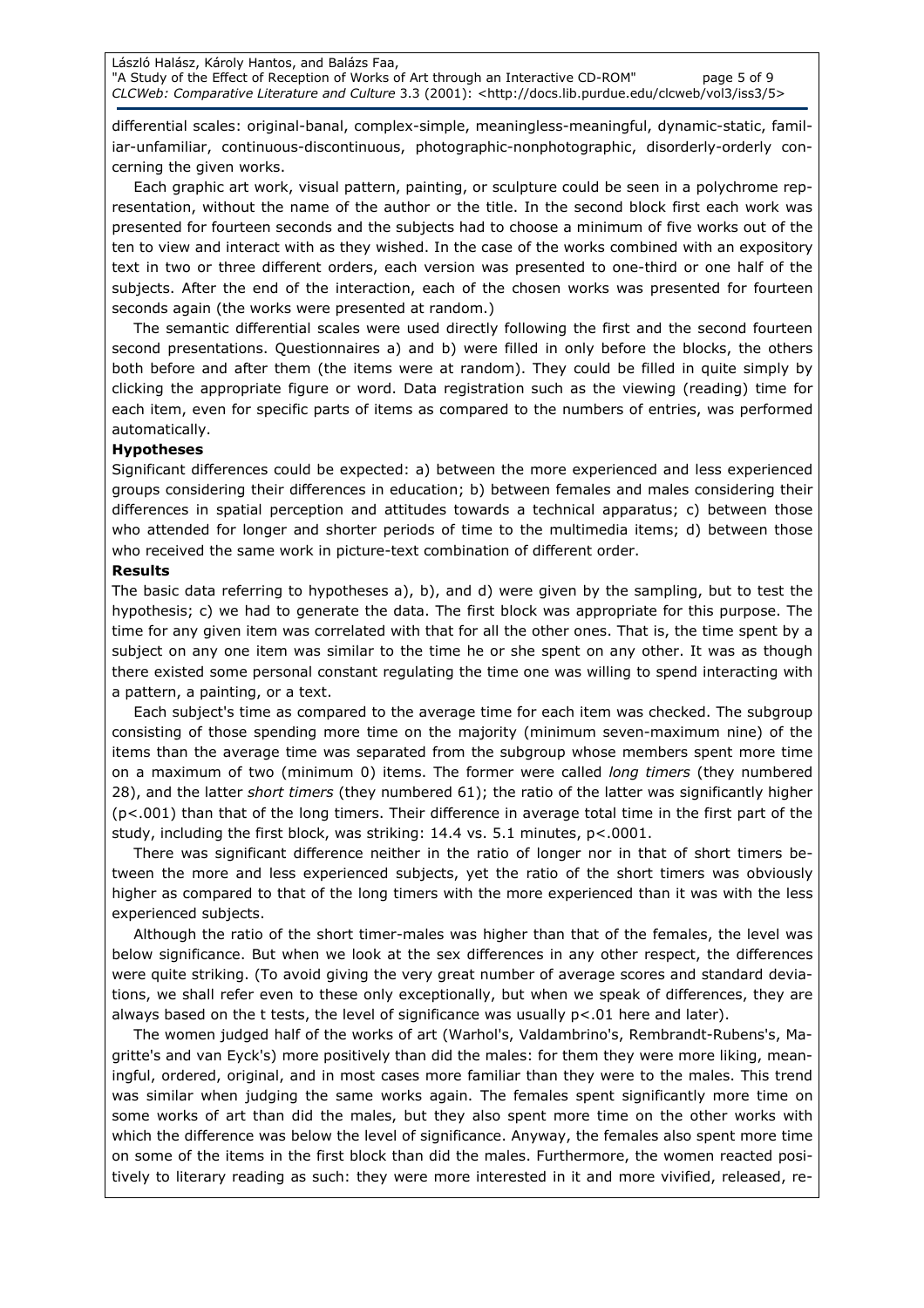differential scales: original-banal, complex-simple, meaningless-meaningful, dynamic-static, familiar-unfamiliar, continuous-discontinuous, photographic-nonphotographic, disorderly-orderly concerning the given works.

Each graphic art work, visual pattern, painting, or sculpture could be seen in a polychrome representation, without the name of the author or the title. In the second block first each work was presented for fourteen seconds and the subjects had to choose a minimum of five works out of the ten to view and interact with as they wished. In the case of the works combined with an expository text in two or three different orders, each version was presented to one-third or one half of the subjects. After the end of the interaction, each of the chosen works was presented for fourteen seconds again (the works were presented at random.)

The semantic differential scales were used directly following the first and the second fourteen second presentations. Questionnaires a) and b) were filled in only before the blocks, the others both before and after them (the items were at random). They could be filled in quite simply by clicking the appropriate figure or word. Data registration such as the viewing (reading) time for each item, even for specific parts of items as compared to the numbers of entries, was performed automatically.

**Hypotheses**

Significant differences could be expected: a) between the more experienced and less experienced groups considering their differences in education; b) between females and males considering their differences in spatial perception and attitudes towards a technical apparatus; c) between those who attended for longer and shorter periods of time to the multimedia items; d) between those who received the same work in picture-text combination of different order.

**Results**

The basic data referring to hypotheses a), b), and d) were given by the sampling, but to test the hypothesis; c) we had to generate the data. The first block was appropriate for this purpose. The time for any given item was correlated with that for all the other ones. That is, the time spent by a subject on any one item was similar to the time he or she spent on any other. It was as though there existed some personal constant regulating the time one was willing to spend interacting with a pattern, a painting, or a text.

Each subject's time as compared to the average time for each item was checked. The subgroup consisting of those spending more time on the majority (minimum seven-maximum nine) of the items than the average time was separated from the subgroup whose members spent more time on a maximum of two (minimum 0) items. The former were called *long timers* (they numbered 28), and the latter *short timers* (they numbered 61); the ratio of the latter was significantly higher ($p<.001$) than that of the long timers. Their difference in average total time in the first part of the study, including the first block, was striking: 14.4 vs. 5.1 minutes, $p<.0001$.

There was significant difference neither in the ratio of longer nor in that of short timers between the more and less experienced subjects, yet the ratio of the short timers was obviously higher as compared to that of the long timers with the more experienced than it was with the less experienced subjects.

Although the ratio of the short timer-males was higher than that of the females, the level was below significance. But when we look at the sex differences in any other respect, the differences were quite striking. (To avoid giving the very great number of average scores and standard deviations, we shall refer even to these only exceptionally, but when we speak of differences, they are always based on the t tests, the level of significance was usually $p<.01$ here and later).

The women judged half of the works of art (Warhol's, Valdambrino's, Rembrandt-Rubens's, Magritte's and van Eyck's) more positively than did the males: for them they were more liking, meaningful, ordered, original, and in most cases more familiar than they were to the males. This trend was similar when judging the same works again. The females spent significantly more time on some works of art than did the males, but they also spent more time on the other works with which the difference was below the level of significance. Anyway, the females also spent more time on some of the items in the first block than did the males. Furthermore, the women reacted positively to literary reading as such: they were more interested in it and more vivified, released, re-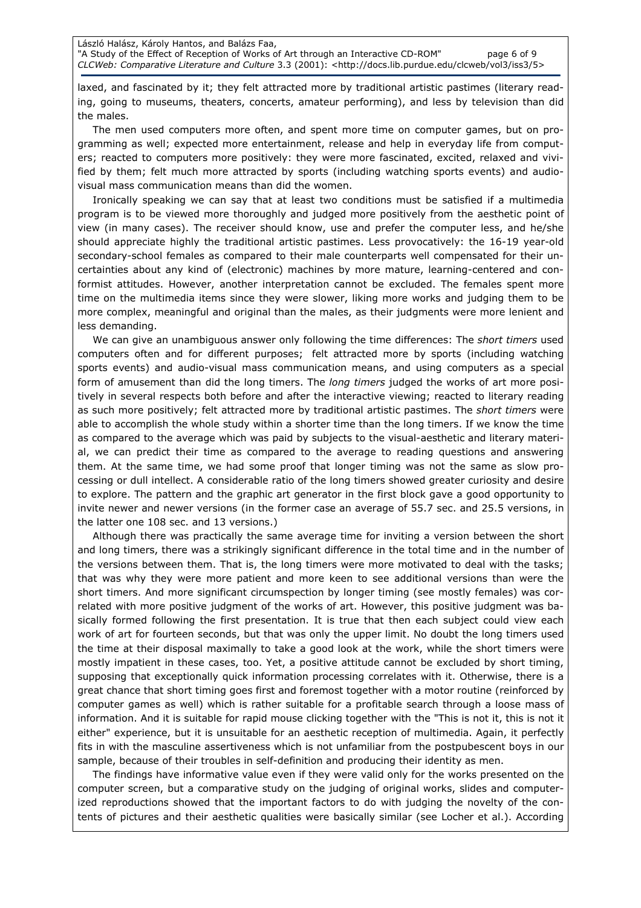laxed, and fascinated by it; they felt attracted more by traditional artistic pastimes (literary reading, going to museums, theaters, concerts, amateur performing), and less by television than did the males.

The men used computers more often, and spent more time on computer games, but on programming as well; expected more entertainment, release and help in everyday life from computers; reacted to computers more positively: they were more fascinated, excited, relaxed and vivified by them; felt much more attracted by sports (including watching sports events) and audio-visual mass communication means than did the women.

Ironically speaking we can say that at least two conditions must be satisfied if a multimedia program is to be viewed more thoroughly and judged more positively from the aesthetic point of view (in many cases). The receiver should know, use and prefer the computer less, and he/she should appreciate highly the traditional artistic pastimes. Less provocatively: the 16-19 year-old secondary-school females as compared to their male counterparts well compensated for their uncertainties about any kind of (electronic) machines by more mature, learning-centered and conformist attitudes. However, another interpretation cannot be excluded. The females spent more time on the multimedia items since they were slower, liking more works and judging them to be more complex, meaningful and original than the males, as their judgments were more lenient and less demanding.

We can give an unambiguous answer only following the time differences: The *short timers* used computers often and for different purposes; felt attracted more by sports (including watching sports events) and audio-visual mass communication means, and using computers as a special form of amusement than did the long timers. The *long timers* judged the works of art more positively in several respects both before and after the interactive viewing; reacted to literary reading as such more positively; felt attracted more by traditional artistic pastimes. The *short timers* were able to accomplish the whole study within a shorter time than the long timers. If we know the time as compared to the average which was paid by subjects to the visual-aesthetic and literary material, we can predict their time as compared to the average to reading questions and answering them. At the same time, we had some proof that longer timing was not the same as slow processing or dull intellect. A considerable ratio of the long timers showed greater curiosity and desire to explore. The pattern and the graphic art generator in the first block gave a good opportunity to invite newer and newer versions (in the former case an average of 55.7 sec. and 25.5 versions, in the latter one 108 sec. and 13 versions.)

Although there was practically the same average time for inviting a version between the short and long timers, there was a strikingly significant difference in the total time and in the number of the versions between them. That is, the long timers were more motivated to deal with the tasks; that was why they were more patient and more keen to see additional versions than were the short timers. And more significant circumspection by longer timing (see mostly females) was correlated with more positive judgment of the works of art. However, this positive judgment was basically formed following the first presentation. It is true that then each subject could view each work of art for fourteen seconds, but that was only the upper limit. No doubt the long timers used the time at their disposal maximally to take a good look at the work, while the short timers were mostly impatient in these cases, too. Yet, a positive attitude cannot be excluded by short timing, supposing that exceptionally quick information processing correlates with it. Otherwise, there is a great chance that short timing goes first and foremost together with a motor routine (reinforced by computer games as well) which is rather suitable for a profitable search through a loose mass of information. And it is suitable for rapid mouse clicking together with the "This is not it, this is not it either" experience, but it is unsuitable for an aesthetic reception of multimedia. Again, it perfectly fits in with the masculine assertiveness which is not unfamiliar from the postpubescent boys in our sample, because of their troubles in self-definition and producing their identity as men.

The findings have informative value even if they were valid only for the works presented on the computer screen, but a comparative study on the judging of original works, slides and computerized reproductions showed that the important factors to do with judging the novelty of the contents of pictures and their aesthetic qualities were basically similar (see Locher et al.). According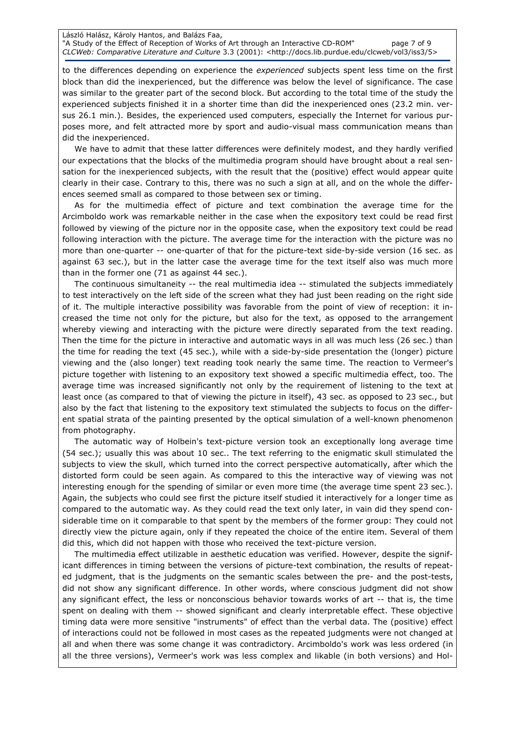to the differences depending on experience the *experienced* subjects spent less time on the first block than did the inexperienced, but the difference was below the level of significance. The case was similar to the greater part of the second block. But according to the total time of the study the experienced subjects finished it in a shorter time than did the inexperienced ones (23.2 min. versus 26.1 min.). Besides, the experienced used computers, especially the Internet for various purposes more, and felt attracted more by sport and audio-visual mass communication means than did the inexperienced.

We have to admit that these latter differences were definitely modest, and they hardly verified our expectations that the blocks of the multimedia program should have brought about a real sensation for the inexperienced subjects, with the result that the (positive) effect would appear quite clearly in their case. Contrary to this, there was no such a sign at all, and on the whole the differences seemed small as compared to those between sex or timing.

As for the multimedia effect of picture and text combination the average time for the Arcimboldo work was remarkable neither in the case when the expository text could be read first followed by viewing of the picture nor in the opposite case, when the expository text could be read following interaction with the picture. The average time for the interaction with the picture was no more than one-quarter -- one-quarter of that for the picture-text side-by-side version (16 sec. as against 63 sec.), but in the latter case the average time for the text itself also was much more than in the former one (71 as against 44 sec.).

The continuous simultaneity -- the real multimedia idea -- stimulated the subjects immediately to test interactively on the left side of the screen what they had just been reading on the right side of it. The multiple interactive possibility was favorable from the point of view of reception: it increased the time not only for the picture, but also for the text, as opposed to the arrangement whereby viewing and interacting with the picture were directly separated from the text reading. Then the time for the picture in interactive and automatic ways in all was much less (26 sec.) than the time for reading the text (45 sec.), while with a side-by-side presentation the (longer) picture viewing and the (also longer) text reading took nearly the same time. The reaction to Vermeer's picture together with listening to an expository text showed a specific multimedia effect, too. The average time was increased significantly not only by the requirement of listening to the text at least once (as compared to that of viewing the picture in itself), 43 sec. as opposed to 23 sec., but also by the fact that listening to the expository text stimulated the subjects to focus on the different spatial strata of the painting presented by the optical simulation of a well-known phenomenon from photography.

The automatic way of Holbein's text-picture version took an exceptionally long average time (54 sec.); usually this was about 10 sec.. The text referring to the enigmatic skull stimulated the subjects to view the skull, which turned into the correct perspective automatically, after which the distorted form could be seen again. As compared to this the interactive way of viewing was not interesting enough for the spending of similar or even more time (the average time spent 23 sec.). Again, the subjects who could see first the picture itself studied it interactively for a longer time as compared to the automatic way. As they could read the text only later, in vain did they spend considerable time on it comparable to that spent by the members of the former group: They could not directly view the picture again, only if they repeated the choice of the entire item. Several of them did this, which did not happen with those who received the text-picture version.

The multimedia effect utilizable in aesthetic education was verified. However, despite the significant differences in timing between the versions of picture-text combination, the results of repeated judgment, that is the judgments on the semantic scales between the pre- and the post-tests, did not show any significant difference. In other words, where conscious judgment did not show any significant effect, the less or nonconscious behavior towards works of art -- that is, the time spent on dealing with them -- showed significant and clearly interpretable effect. These objective timing data were more sensitive "instruments" of effect than the verbal data. The (positive) effect of interactions could not be followed in most cases as the repeated judgments were not changed at all and when there was some change it was contradictory. Arcimboldo's work was less ordered (in all the three versions), Vermeer's work was less complex and likable (in both versions) and Hol-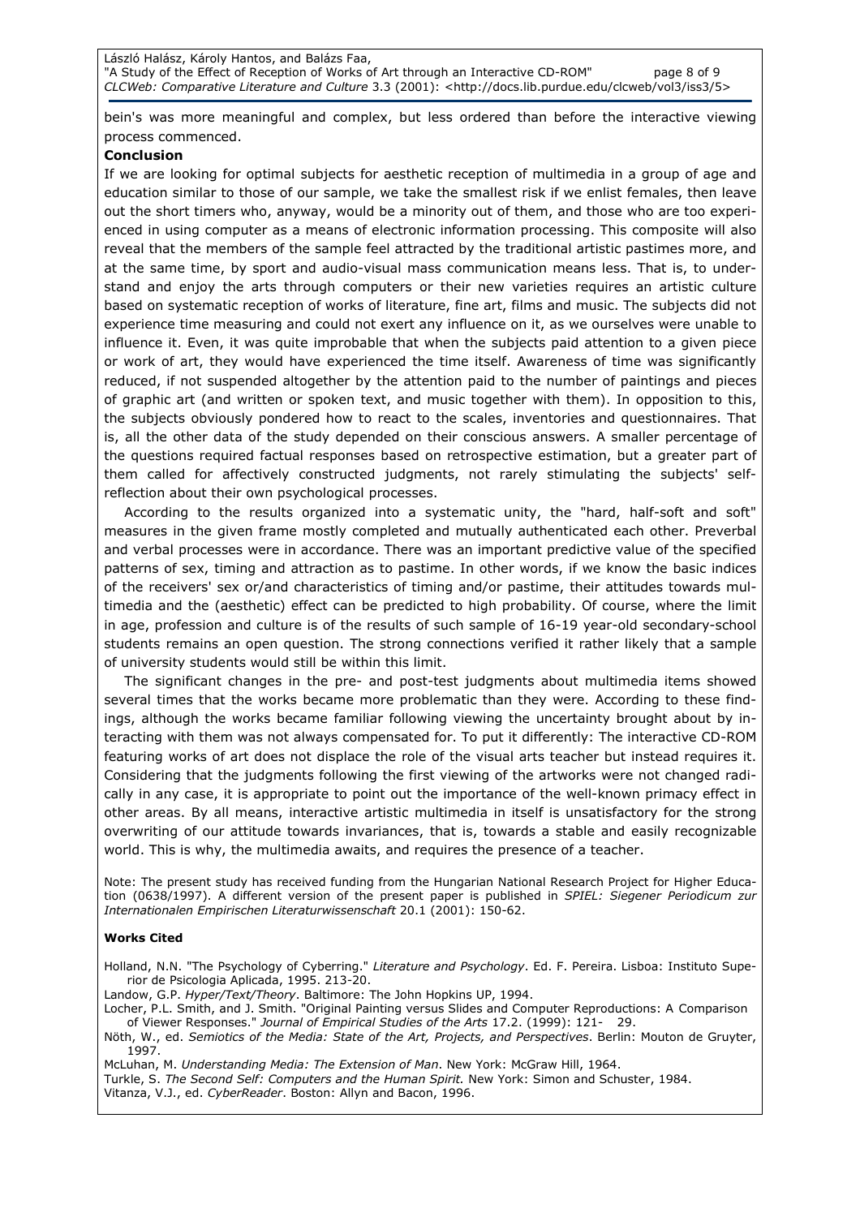bein's was more meaningful and complex, but less ordered than before the interactive viewing process commenced.

**Conclusion**

If we are looking for optimal subjects for aesthetic reception of multimedia in a group of age and education similar to those of our sample, we take the smallest risk if we enlist females, then leave out the short timers who, anyway, would be a minority out of them, and those who are too experienced in using computer as a means of electronic information processing. This composite will also reveal that the members of the sample feel attracted by the traditional artistic pastimes more, and at the same time, by sport and audio-visual mass communication means less. That is, to understand and enjoy the arts through computers or their new varieties requires an artistic culture based on systematic reception of works of literature, fine art, films and music. The subjects did not experience time measuring and could not exert any influence on it, as we ourselves were unable to influence it. Even, it was quite improbable that when the subjects paid attention to a given piece or work of art, they would have experienced the time itself. Awareness of time was significantly reduced, if not suspended altogether by the attention paid to the number of paintings and pieces of graphic art (and written or spoken text, and music together with them). In opposition to this, the subjects obviously pondered how to react to the scales, inventories and questionnaires. That is, all the other data of the study depended on their conscious answers. A smaller percentage of the questions required factual responses based on retrospective estimation, but a greater part of them called for affectively constructed judgments, not rarely stimulating the subjects' self-reflection about their own psychological processes.

According to the results organized into a systematic unity, the "hard, half-soft and soft" measures in the given frame mostly completed and mutually authenticated each other. Preverbal and verbal processes were in accordance. There was an important predictive value of the specified patterns of sex, timing and attraction as to pastime. In other words, if we know the basic indices of the receivers' sex or/and characteristics of timing and/or pastime, their attitudes towards multimedia and the (aesthetic) effect can be predicted to high probability. Of course, where the limit in age, profession and culture is of the results of such sample of 16-19 year-old secondary-school students remains an open question. The strong connections verified it rather likely that a sample of university students would still be within this limit.

The significant changes in the pre- and post-test judgments about multimedia items showed several times that the works became more problematic than they were. According to these findings, although the works became familiar following viewing the uncertainty brought about by interacting with them was not always compensated for. To put it differently: The interactive CD-ROM featuring works of art does not displace the role of the visual arts teacher but instead requires it. Considering that the judgments following the first viewing of the artworks were not changed radically in any case, it is appropriate to point out the importance of the well-known primacy effect in other areas. By all means, interactive artistic multimedia in itself is unsatisfactory for the strong overwriting of our attitude towards invariances, that is, towards a stable and easily recognizable world. This is why, the multimedia awaits, and requires the presence of a teacher.

Note: The present study has received funding from the Hungarian National Research Project for Higher Education (0638/1997). A different version of the present paper is published in *SPIEL: Siegener Periodicum zur Internationalen Empirischen Literaturwissenschaft* 20.1 (2001): 150-62.

**Works Cited**

Holland, N.N. "The Psychology of Cyberring." *Literature and Psychology*. Ed. F. Pereira. Lisboa: Instituto Superior de Psicologia Aplicada, 1995. 213-20.

Landow, G.P. *Hyper/Text/Theory*. Baltimore: The John Hopkins UP, 1994.

Locher, P.L. Smith, and J. Smith. "Original Painting versus Slides and Computer Reproductions: A Comparison of Viewer Responses." *Journal of Empirical Studies of the Arts* 17.2. (1999): 121- 29.

Nöth, W., ed. *Semiotics of the Media: State of the Art, Projects, and Perspectives*. Berlin: Mouton de Gruyter, 1997.

McLuhan, M. *Understanding Media: The Extension of Man*. New York: McGraw Hill, 1964.

Turkle, S. *The Second Self: Computers and the Human Spirit*. New York: Simon and Schuster, 1984.

Vitanza, V.J., ed. *CyberReader*. Boston: Allyn and Bacon, 1996.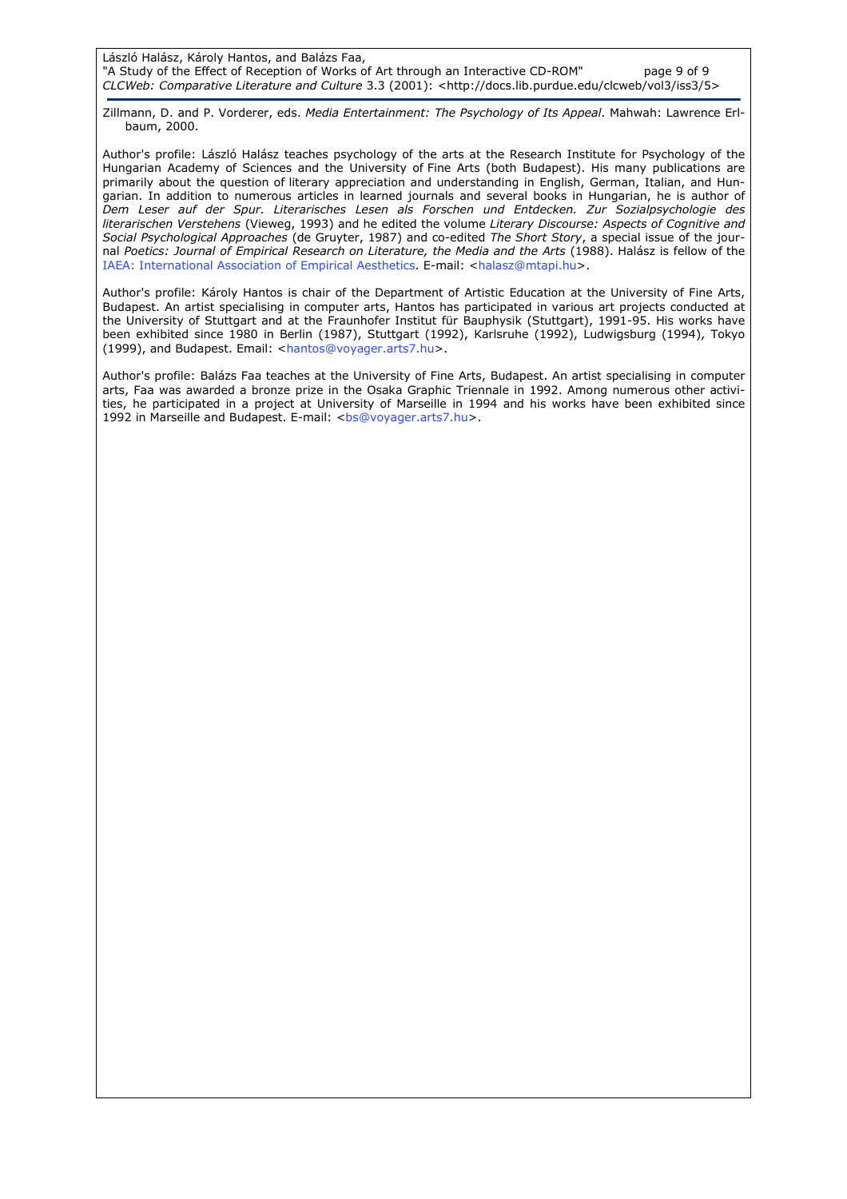Zillmann, D. and P. Vorderer, eds. *Media Entertainment: The Psychology of Its Appeal*. Mahwah: Lawrence Erlbaum, 2000.

Author's profile: László Halász teaches psychology of the arts at the Research Institute for Psychology of the Hungarian Academy of Sciences and the University of Fine Arts (both Budapest). His many publications are primarily about the question of literary appreciation and understanding in English, German, Italian, and Hungarian. In addition to numerous articles in learned journals and several books in Hungarian, he is author of *Dem Leser auf der Spur. Literarisches Lesen als Forschen und Entdecken. Zur Sozialpsychologie des literarischen Verstehens* (Vieweg, 1993) and he edited the volume *Literary Discourse: Aspects of Cognitive and Social Psychological Approaches* (de Gruyter, 1987) and co-edited *The Short Story*, a special issue of the journal *Poetics: Journal of Empirical Research on Literature, the Media and the Arts* (1988). Halász is fellow of the IAEA: International Association of Empirical Aesthetics. E-mail: <halasz@mtapi.hu>.

Author's profile: Károly Hantos is chair of the Department of Artistic Education at the University of Fine Arts, Budapest. An artist specialising in computer arts, Hantos has participated in various art projects conducted at the University of Stuttgart and at the Fraunhofer Institut für Bauphysik (Stuttgart), 1991-95. His works have been exhibited since 1980 in Berlin (1987), Stuttgart (1992), Karlsruhe (1992), Ludwigsburg (1994), Tokyo (1999), and Budapest. Email: <hantos@voyager.arts7.hu>.

Author's profile: Balázs Faa teaches at the University of Fine Arts, Budapest. An artist specialising in computer arts, Faa was awarded a bronze prize in the Osaka Graphic Triennale in 1992. Among numerous other activities, he participated in a project at University of Marseille in 1994 and his works have been exhibited since 1992 in Marseille and Budapest. E-mail: <bs@voyager.arts7.hu>.